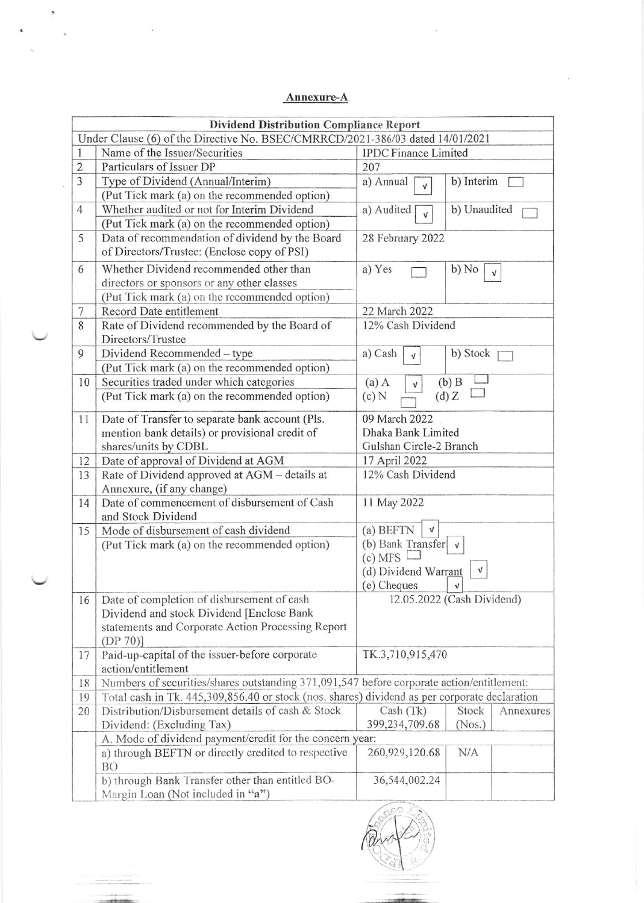## Annexure-A

| Dividend Distribution Compliance Report | | | | |
|---|---|---|---|---|
| Under Clause (6) of the Directive No. BSEC/CMRRCD/2021-386/03 dated 14/01/2021 | | | | |
| 1 | Name of the Issuer/Securities | IPDC Finance Limited | | |
| 2 | Particulars of Issuer DP | 207 | | |
| 3 | Type of Dividend (Annual/Interim) (Put Tick mark (a) on the recommended option) | a) Annual [√] | b) Interim [ ] | |
| 4 | Whether audited or not for Interim Dividend (Put Tick mark (a) on the recommended option) | a) Audited [√] | b) Unaudited [ ] | |
| 5 | Data of recommendation of dividend by the Board of Directors/Trustee: (Enclose copy of PSI) | 28 February 2022 | | |
| 6 | Whether Dividend recommended other than directors or sponsors or any other classes (Put Tick mark (a) on the recommended option) | a) Yes [ ] | b) No [√] | |
| 7 | Record Date entitlement | 22 March 2022 | | |
| 8 | Rate of Dividend recommended by the Board of Directors/Trustee | 12% Cash Dividend | | |
| 9 | Dividend Recommended – type (Put Tick mark (a) on the recommended option) | a) Cash [√] | b) Stock [ ] | |
| 10 | Securities traded under which categories (Put Tick mark (a) on the recommended option) | (a) A [√] (b) B [ ] (c) N [ ] (d) Z [ ] | | |
| 11 | Date of Transfer to separate bank account (Pls. mention bank details) or provisional credit of shares/units by CDBL | 09 March 2022 Dhaka Bank Limited Gulshan Circle-2 Branch | | |
| 12 | Date of approval of Dividend at AGM | 17 April 2022 | | |
| 13 | Rate of Dividend approved at AGM – details at Annexure, (if any change) | 12% Cash Dividend | | |
| 14 | Date of commencement of disbursement of Cash and Stock Dividend | 11 May 2022 | | |
| 15 | Mode of disbursement of cash dividend (Put Tick mark (a) on the recommended option) | (a) BEFTN [√] (b) Bank Transfer [√] (c) MFS [ ] (d) Dividend Warrant [√] (e) Cheques [√] | | |
| 16 | Date of completion of disbursement of cash Dividend and stock Dividend [Enclose Bank statements and Corporate Action Processing Report (DP 70)] | 12.05.2022 (Cash Dividend) | | |
| 17 | Paid-up-capital of the issuer-before corporate action/entitlement | TK.3,710,915,470 | | |
| 18 | Numbers of securities/shares outstanding 371,091,547 before corporate action/entitlement: | | | |
| 19 | Total cash in Tk. 445,309,856.40 or stock (nos. shares) dividend as per corporate declaration | | | |
| 20 | Distribution/Disbursement details of cash & Stock Dividend: (Excluding Tax) | Cash (Tk) 399,234,709.68 | Stock (Nos.) | Annexures |
| | A. Mode of dividend payment/credit for the concern year: | | | |
| | a) through BEFTN or directly credited to respective BO | 260,929,120.68 | N/A | |
| | b) through Bank Transfer other than entitled BO-Margin Loan (Not included in "a") | 36,544,002.24 | | |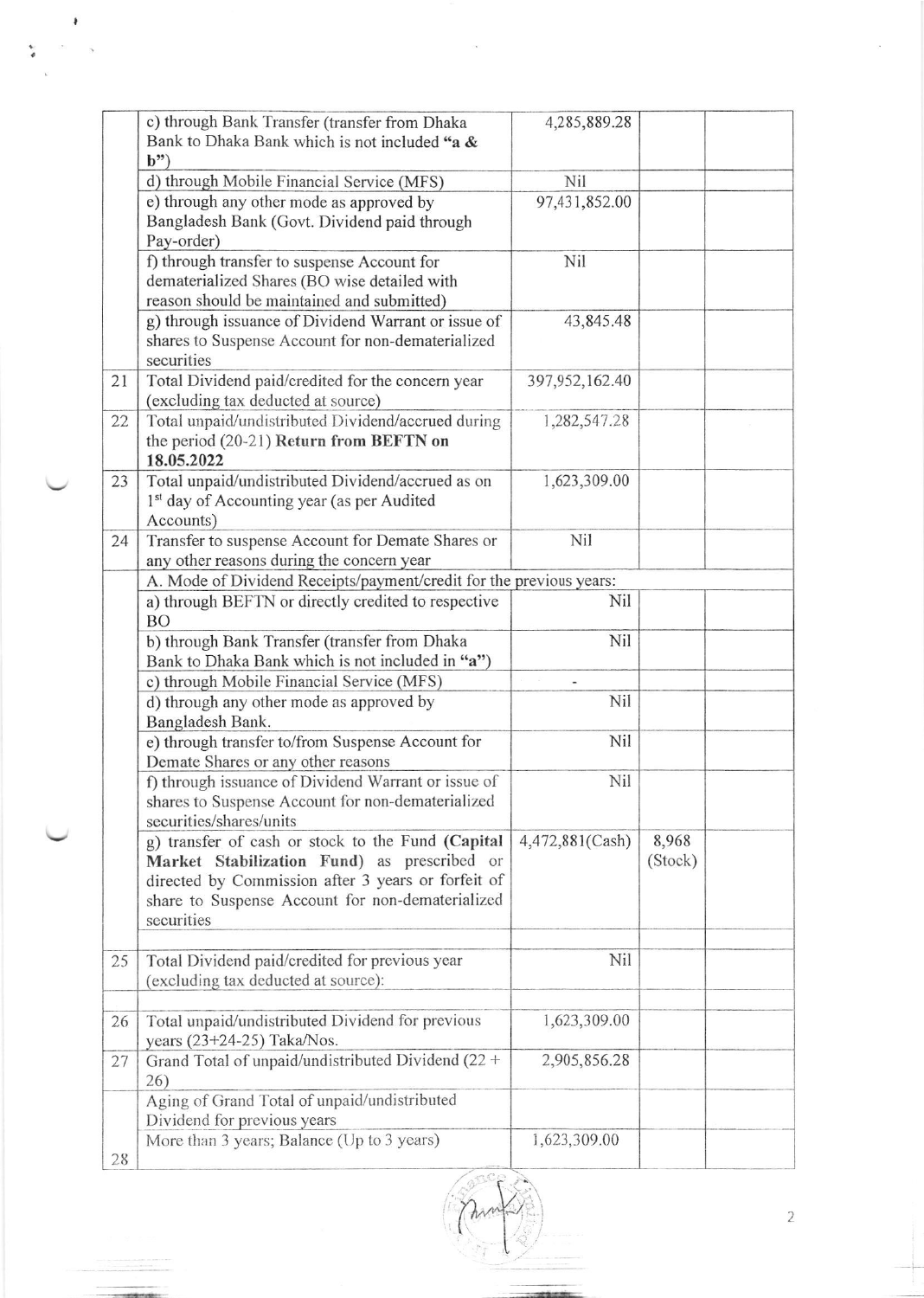| | | | | |
|---|---|---|---|---|
| | c) through Bank Transfer (transfer from Dhaka Bank to Dhaka Bank which is not included "a & b") | 4,285,889.28 | | |
| | d) through Mobile Financial Service (MFS) | Nil | | |
| | e) through any other mode as approved by Bangladesh Bank (Govt. Dividend paid through Pay-order) | 97,431,852.00 | | |
| | f) through transfer to suspense Account for dematerialized Shares (BO wise detailed with reason should be maintained and submitted) | Nil | | |
| | g) through issuance of Dividend Warrant or issue of shares to Suspense Account for non-dematerialized securities | 43,845.48 | | |
| 21 | Total Dividend paid/credited for the concern year (excluding tax deducted at source) | 397,952,162.40 | | |
| 22 | Total unpaid/undistributed Dividend/accrued during the period (20-21) **Return from BEFTN on 18.05.2022** | 1,282,547.28 | | |
| 23 | Total unpaid/undistributed Dividend/accrued as on 1st day of Accounting year (as per Audited Accounts) | 1,623,309.00 | | |
| 24 | Transfer to suspense Account for Demate Shares or any other reasons during the concern year | Nil | | |
| | A. Mode of Dividend Receipts/payment/credit for the previous years: | | | |
| | a) through BEFTN or directly credited to respective BO | Nil | | |
| | b) through Bank Transfer (transfer from Dhaka Bank to Dhaka Bank which is not included in "a") | Nil | | |
| | c) through Mobile Financial Service (MFS) | - | | |
| | d) through any other mode as approved by Bangladesh Bank. | Nil | | |
| | e) through transfer to/from Suspense Account for Demate Shares or any other reasons | Nil | | |
| | f) through issuance of Dividend Warrant or issue of shares to Suspense Account for non-dematerialized securities/shares/units | Nil | | |
| | g) transfer of cash or stock to the Fund **(Capital Market Stabilization Fund)** as prescribed or directed by Commission after 3 years or forfeit of share to Suspense Account for non-dematerialized securities | 4,472,881(Cash) | 8,968 (Stock) | |
| 25 | Total Dividend paid/credited for previous year (excluding tax deducted at source): | Nil | | |
| 26 | Total unpaid/undistributed Dividend for previous years (23+24-25) Taka/Nos. | 1,623,309.00 | | |
| 27 | Grand Total of unpaid/undistributed Dividend (22 + 26) | 2,905,856.28 | | |
| | Aging of Grand Total of unpaid/undistributed Dividend for previous years | | | |
| 28 | More than 3 years; Balance (Up to 3 years) | 1,623,309.00 | | |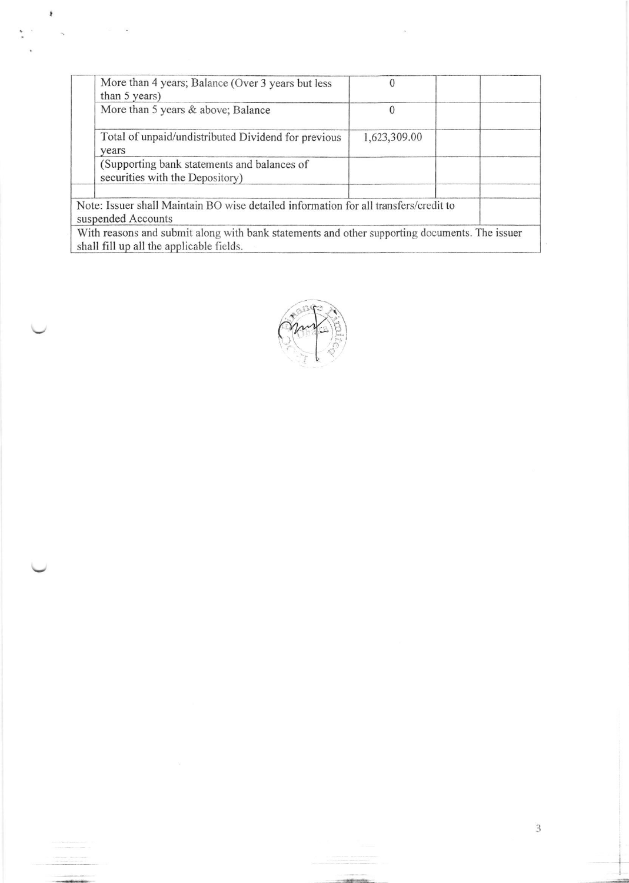| | | | | |
|---|---|---|---|---|
| | More than 4 years; Balance (Over 3 years but less than 5 years) | 0 | | |
| | More than 5 years & above; Balance | 0 | | |
| | Total of unpaid/undistributed Dividend for previous years | 1,623,309.00 | | |
| | (Supporting bank statements and balances of securities with the Depository) | | | |
| | | | | |
| Note: Issuer shall Maintain BO wise detailed information for all transfers/credit to suspended Accounts | | | | |
| With reasons and submit along with bank statements and other supporting documents. The issuer shall fill up all the applicable fields. | | | | |